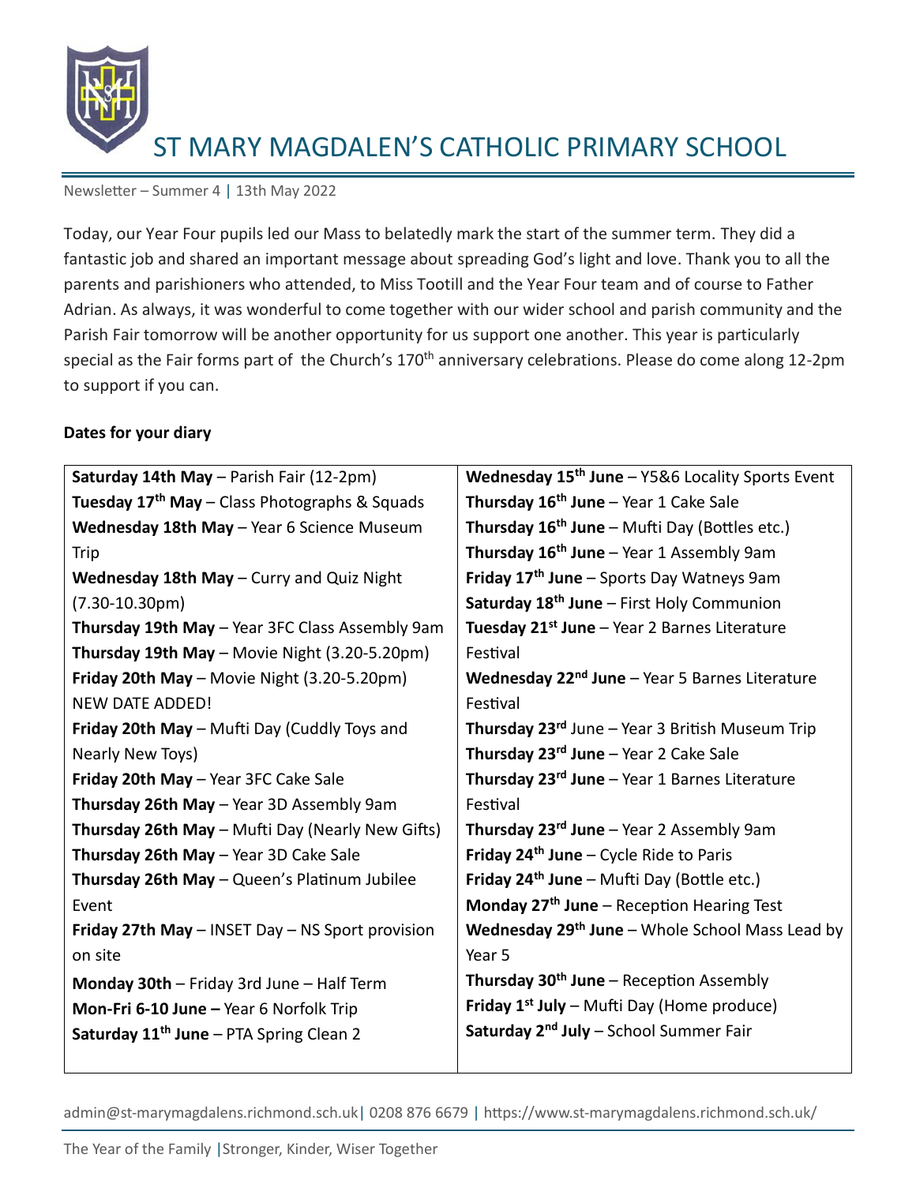# ST MARY MAGDALEN'S CATHOLIC PRIMARY SCHOOL

Newsletter – Summer 4 | 13th May 2022

Today, our Year Four pupils led our Mass to belatedly mark the start of the summer term. They did a fantastic job and shared an important message about spreading God's light and love. Thank you to all the parents and parishioners who attended, to Miss Tootill and the Year Four team and of course to Father Adrian. As always, it was wonderful to come together with our wider school and parish community and the Parish Fair tomorrow will be another opportunity for us support one another. This year is particularly special as the Fair forms part of the Church's 170th anniversary celebrations. Please do come along 12-2pm to support if you can.

**Dates for your diary**

**Saturday 14th May** – Parish Fair (12-2pm)
**Tuesday 17th May** – Class Photographs & Squads
**Wednesday 18th May** – Year 6 Science Museum Trip
**Wednesday 18th May** – Curry and Quiz Night (7.30-10.30pm)
**Thursday 19th May** – Year 3FC Class Assembly 9am
**Thursday 19th May** – Movie Night (3.20-5.20pm)
**Friday 20th May** – Movie Night (3.20-5.20pm) NEW DATE ADDED!
**Friday 20th May** – Mufti Day (Cuddly Toys and Nearly New Toys)
**Friday 20th May** – Year 3FC Cake Sale
**Thursday 26th May** – Year 3D Assembly 9am
**Thursday 26th May** – Mufti Day (Nearly New Gifts)
**Thursday 26th May** – Year 3D Cake Sale
**Thursday 26th May** – Queen's Platinum Jubilee Event
**Friday 27th May** – INSET Day – NS Sport provision on site
**Monday 30th** – Friday 3rd June – Half Term
**Mon-Fri 6-10 June –** Year 6 Norfolk Trip
**Saturday 11th June** – PTA Spring Clean 2
**Wednesday 15th June** – Y5&6 Locality Sports Event
**Thursday 16th June** – Year 1 Cake Sale
**Thursday 16th June** – Mufti Day (Bottles etc.)
**Thursday 16th June** – Year 1 Assembly 9am
**Friday 17th June** – Sports Day Watneys 9am
**Saturday 18th June** – First Holy Communion
**Tuesday 21st June** – Year 2 Barnes Literature Festival
**Wednesday 22nd June** – Year 5 Barnes Literature Festival
**Thursday 23rd** June – Year 3 British Museum Trip
**Thursday 23rd June** – Year 2 Cake Sale
**Thursday 23rd June** – Year 1 Barnes Literature Festival
**Thursday 23rd June** – Year 2 Assembly 9am
**Friday 24th June** – Cycle Ride to Paris
**Friday 24th June** – Mufti Day (Bottle etc.)
**Monday 27th June** – Reception Hearing Test
**Wednesday 29th June** – Whole School Mass Lead by Year 5
**Thursday 30th June** – Reception Assembly
**Friday 1st July** – Mufti Day (Home produce)
**Saturday 2nd July** – School Summer Fair

admin@st-marymagdalens.richmond.sch.uk | 0208 876 6679 | https://www.st-marymagdalens.richmond.sch.uk/

The Year of the Family | Stronger, Kinder, Wiser Together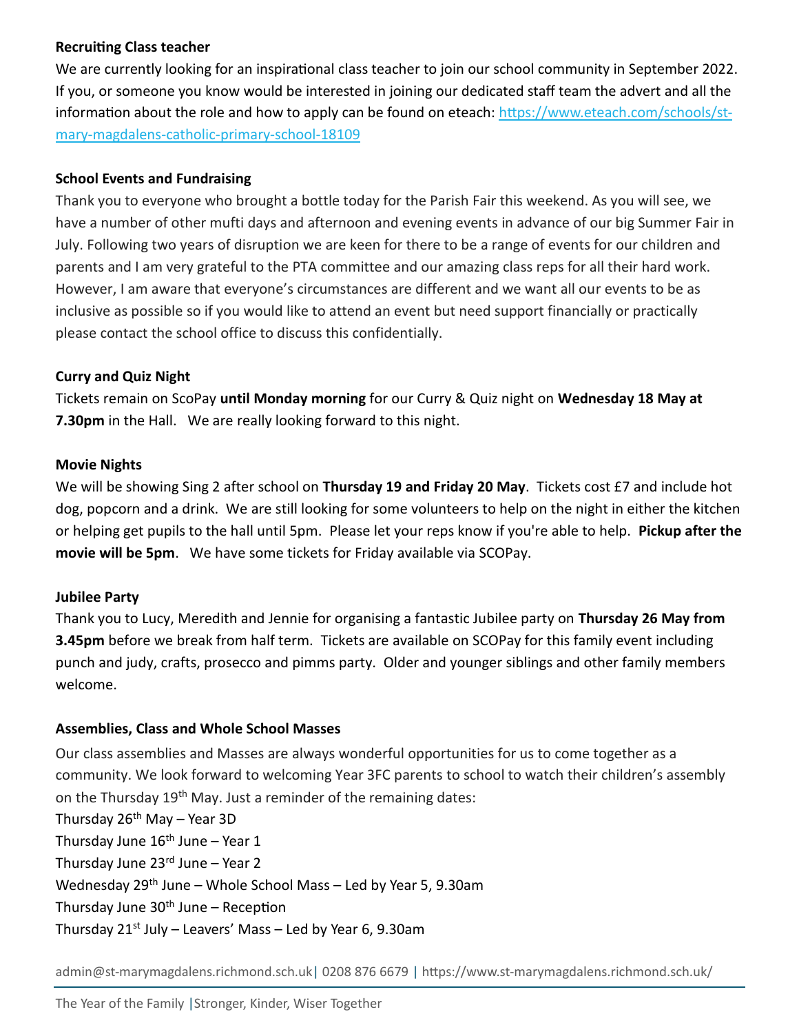**Recruiting Class teacher**

We are currently looking for an inspirational class teacher to join our school community in September 2022. If you, or someone you know would be interested in joining our dedicated staff team the advert and all the information about the role and how to apply can be found on eteach: [https://www.eteach.com/schools/st-mary-magdalens-catholic-primary-school-18109](https://www.eteach.com/schools/st-mary-magdalens-catholic-primary-school-18109)

**School Events and Fundraising**

Thank you to everyone who brought a bottle today for the Parish Fair this weekend. As you will see, we have a number of other mufti days and afternoon and evening events in advance of our big Summer Fair in July. Following two years of disruption we are keen for there to be a range of events for our children and parents and I am very grateful to the PTA committee and our amazing class reps for all their hard work. However, I am aware that everyone's circumstances are different and we want all our events to be as inclusive as possible so if you would like to attend an event but need support financially or practically please contact the school office to discuss this confidentially.

**Curry and Quiz Night**

Tickets remain on ScoPay **until Monday morning** for our Curry & Quiz night on **Wednesday 18 May at 7.30pm** in the Hall. We are really looking forward to this night.

**Movie Nights**

We will be showing Sing 2 after school on **Thursday 19 and Friday 20 May**. Tickets cost £7 and include hot dog, popcorn and a drink. We are still looking for some volunteers to help on the night in either the kitchen or helping get pupils to the hall until 5pm. Please let your reps know if you're able to help. **Pickup after the movie will be 5pm**. We have some tickets for Friday available via SCOPay.

**Jubilee Party**

Thank you to Lucy, Meredith and Jennie for organising a fantastic Jubilee party on **Thursday 26 May from 3.45pm** before we break from half term. Tickets are available on SCOPay for this family event including punch and judy, crafts, prosecco and pimms party. Older and younger siblings and other family members welcome.

**Assemblies, Class and Whole School Masses**

Our class assemblies and Masses are always wonderful opportunities for us to come together as a community. We look forward to welcoming Year 3FC parents to school to watch their children's assembly on the Thursday 19th May. Just a reminder of the remaining dates:

Thursday 26th May – Year 3D
Thursday June 16th June – Year 1
Thursday June 23rd June – Year 2
Wednesday 29th June – Whole School Mass – Led by Year 5, 9.30am
Thursday June 30th June – Reception
Thursday 21st July – Leavers' Mass – Led by Year 6, 9.30am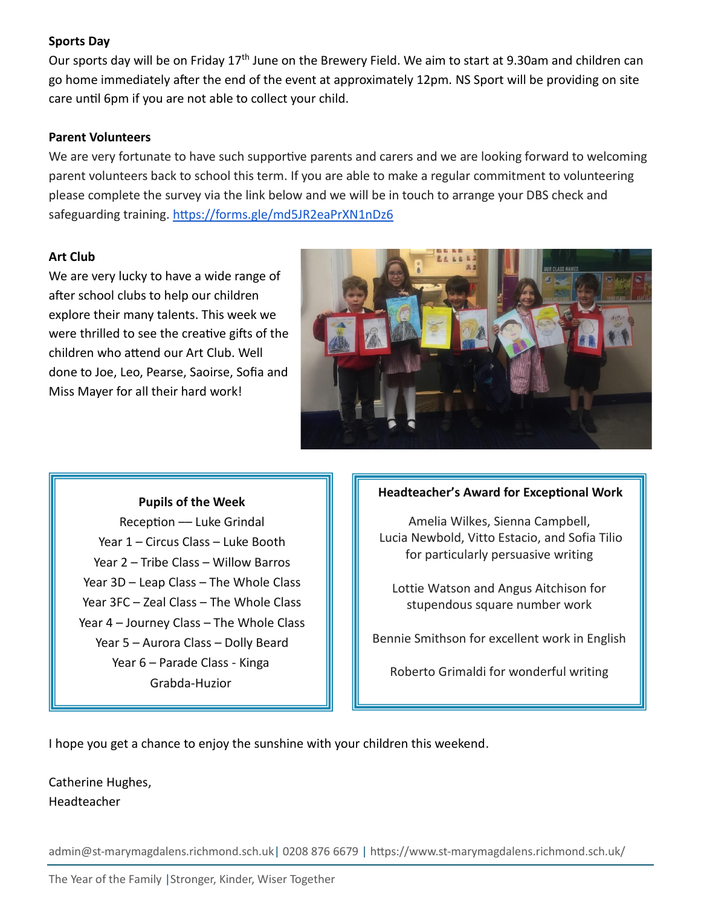**Sports Day**

Our sports day will be on Friday 17th June on the Brewery Field. We aim to start at 9.30am and children can go home immediately after the end of the event at approximately 12pm. NS Sport will be providing on site care until 6pm if you are not able to collect your child.

**Parent Volunteers**

We are very fortunate to have such supportive parents and carers and we are looking forward to welcoming parent volunteers back to school this term. If you are able to make a regular commitment to volunteering please complete the survey via the link below and we will be in touch to arrange your DBS check and safeguarding training. https://forms.gle/md5JR2eaPrXN1nDz6

**Art Club**

We are very lucky to have a wide range of after school clubs to help our children explore their many talents. This week we were thrilled to see the creative gifts of the children who attend our Art Club. Well done to Joe, Leo, Pearse, Saoirse, Sofia and Miss Mayer for all their hard work!

**Pupils of the Week**

Reception — Luke Grindal
Year 1 – Circus Class – Luke Booth
Year 2 – Tribe Class – Willow Barros
Year 3D – Leap Class – The Whole Class
Year 3FC – Zeal Class – The Whole Class
Year 4 – Journey Class – The Whole Class
Year 5 – Aurora Class – Dolly Beard
Year 6 – Parade Class - Kinga Grabda-Huzior

**Headteacher's Award for Exceptional Work**

Amelia Wilkes, Sienna Campbell, Lucia Newbold, Vitto Estacio, and Sofia Tilio for particularly persuasive writing

Lottie Watson and Angus Aitchison for stupendous square number work

Bennie Smithson for excellent work in English

Roberto Grimaldi for wonderful writing

I hope you get a chance to enjoy the sunshine with your children this weekend.

Catherine Hughes,
Headteacher